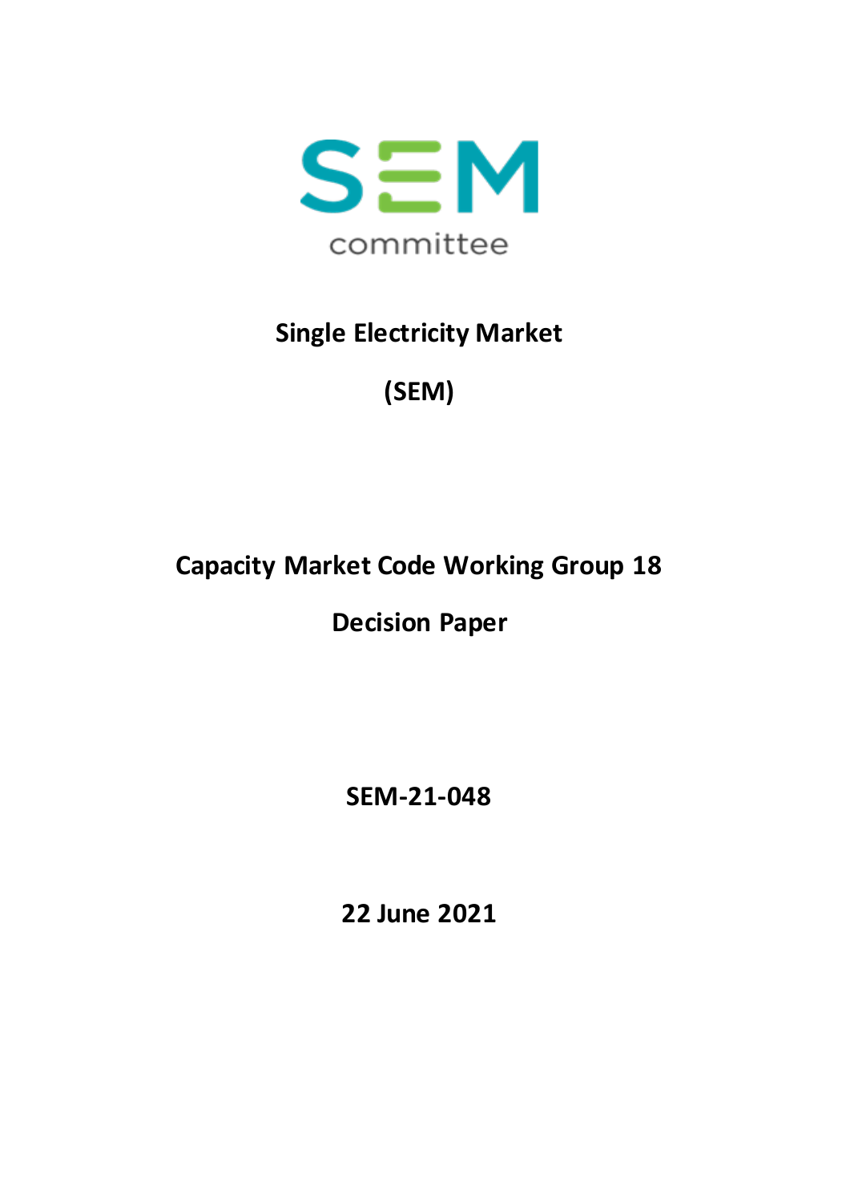SEM committee

# Single Electricity Market

# (SEM)

## Capacity Market Code Working Group 18

## Decision Paper

**SEM-21-048**

**22 June 2021**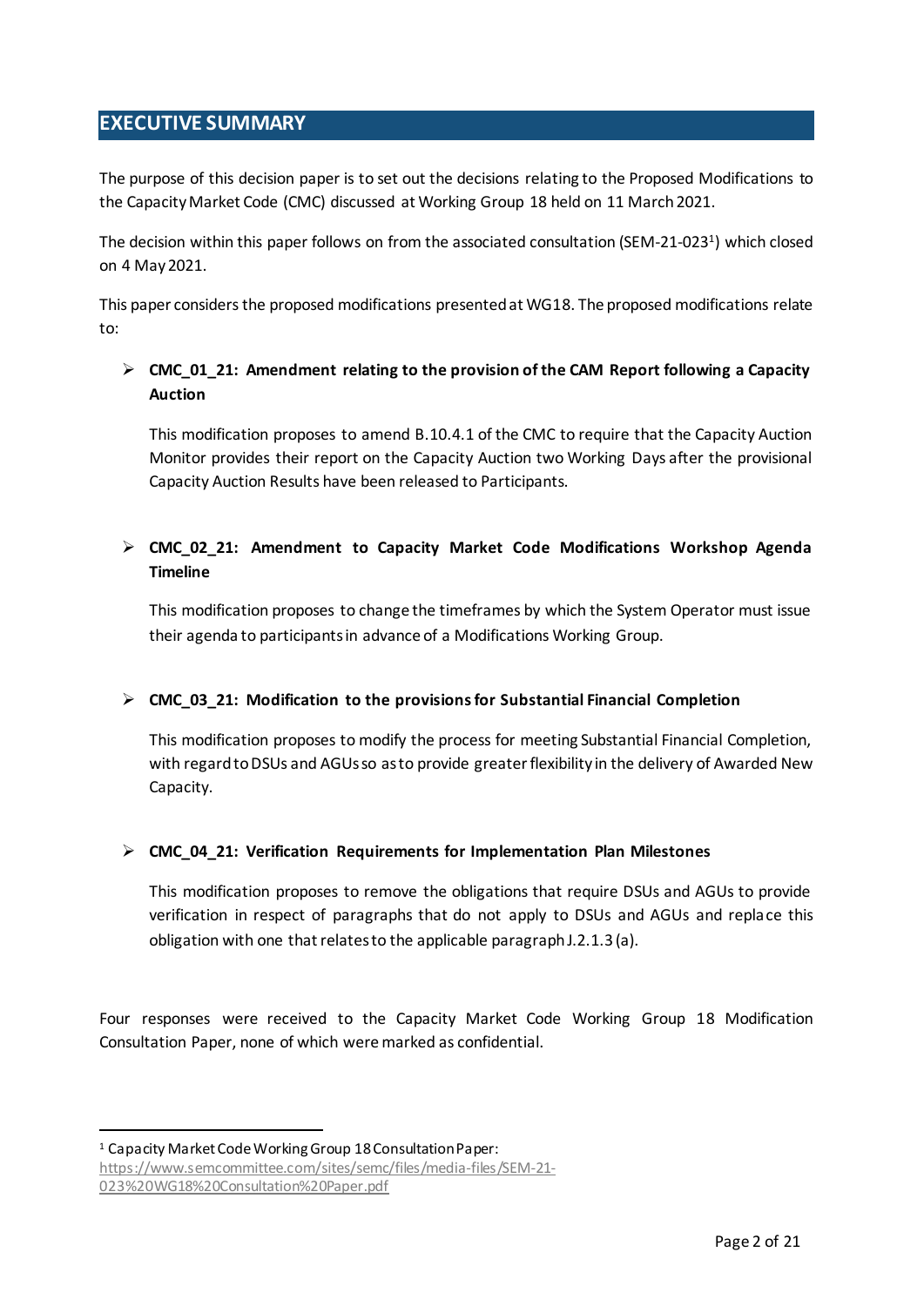## EXECUTIVE SUMMARY

The purpose of this decision paper is to set out the decisions relating to the Proposed Modifications to the Capacity Market Code (CMC) discussed at Working Group 18 held on 11 March 2021.

The decision within this paper follows on from the associated consultation (SEM-21-023[1]) which closed on 4 May 2021.

This paper considers the proposed modifications presented at WG18. The proposed modifications relate to:

- **CMC_01_21: Amendment relating to the provision of the CAM Report following a Capacity Auction**

  This modification proposes to amend B.10.4.1 of the CMC to require that the Capacity Auction Monitor provides their report on the Capacity Auction two Working Days after the provisional Capacity Auction Results have been released to Participants.

- **CMC_02_21: Amendment to Capacity Market Code Modifications Workshop Agenda Timeline**

  This modification proposes to change the timeframes by which the System Operator must issue their agenda to participants in advance of a Modifications Working Group.

- **CMC_03_21: Modification to the provisions for Substantial Financial Completion**

  This modification proposes to modify the process for meeting Substantial Financial Completion, with regard to DSUs and AGUs so as to provide greater flexibility in the delivery of Awarded New Capacity.

- **CMC_04_21: Verification Requirements for Implementation Plan Milestones**

  This modification proposes to remove the obligations that require DSUs and AGUs to provide verification in respect of paragraphs that do not apply to DSUs and AGUs and replace this obligation with one that relates to the applicable paragraph J.2.1.3 (a).

Four responses were received to the Capacity Market Code Working Group 18 Modification Consultation Paper, none of which were marked as confidential.

[1] Capacity Market Code Working Group 18 Consultation Paper: https://www.semcommittee.com/sites/semc/files/media-files/SEM-21-023%20WG18%20Consultation%20Paper.pdf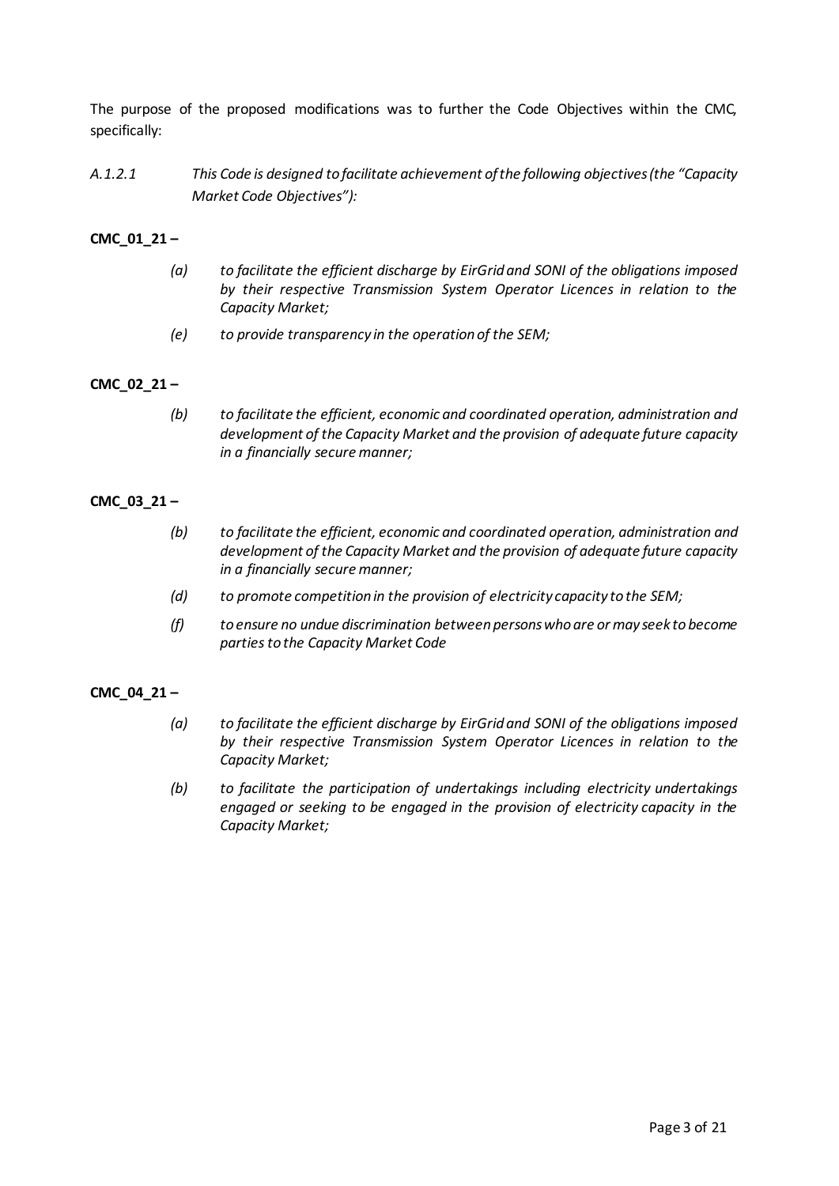The purpose of the proposed modifications was to further the Code Objectives within the CMC, specifically:

*A.1.2.1 This Code is designed to facilitate achievement of the following objectives (the "Capacity Market Code Objectives"):*

**CMC_01_21 –**

> *(a) to facilitate the efficient discharge by EirGrid and SONI of the obligations imposed by their respective Transmission System Operator Licences in relation to the Capacity Market;*
>
> *(e) to provide transparency in the operation of the SEM;*

**CMC_02_21 –**

> *(b) to facilitate the efficient, economic and coordinated operation, administration and development of the Capacity Market and the provision of adequate future capacity in a financially secure manner;*

**CMC_03_21 –**

> *(b) to facilitate the efficient, economic and coordinated operation, administration and development of the Capacity Market and the provision of adequate future capacity in a financially secure manner;*
>
> *(d) to promote competition in the provision of electricity capacity to the SEM;*
>
> *(f) to ensure no undue discrimination between persons who are or may seek to become parties to the Capacity Market Code*

**CMC_04_21 –**

> *(a) to facilitate the efficient discharge by EirGrid and SONI of the obligations imposed by their respective Transmission System Operator Licences in relation to the Capacity Market;*
>
> *(b) to facilitate the participation of undertakings including electricity undertakings engaged or seeking to be engaged in the provision of electricity capacity in the Capacity Market;*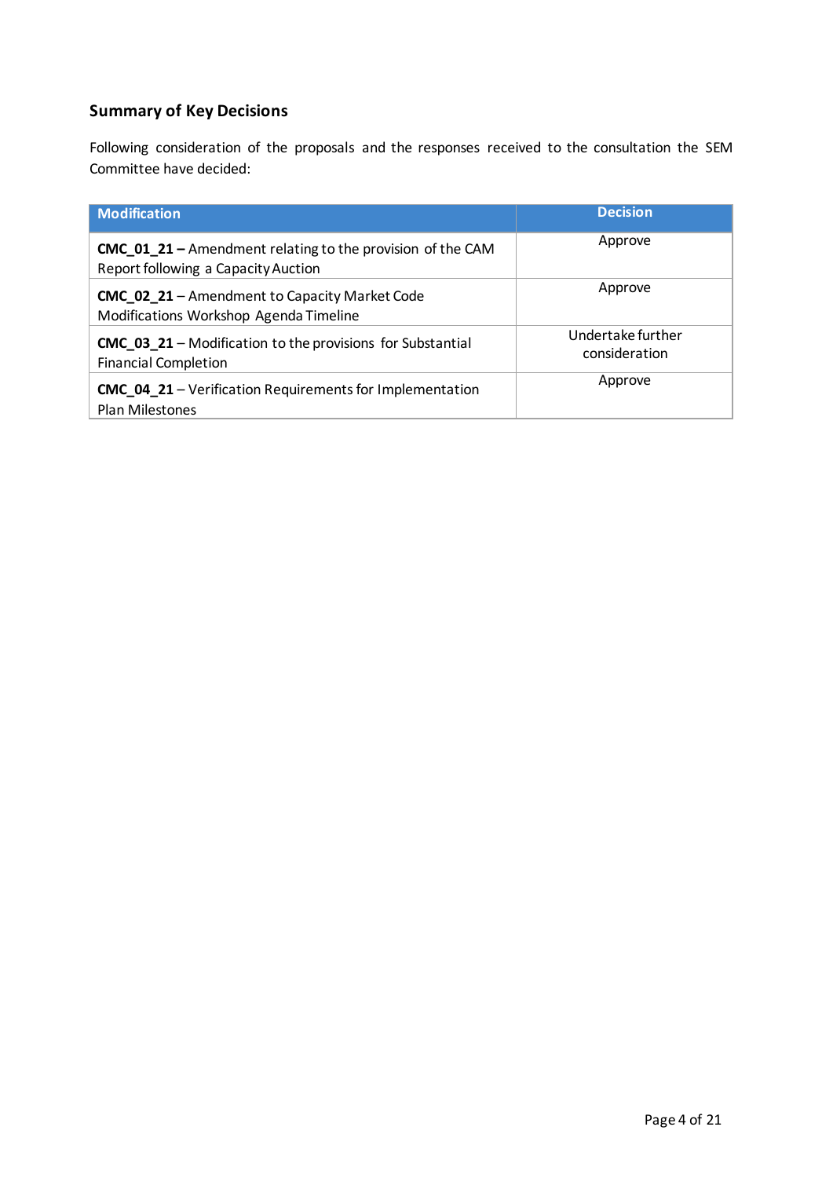## Summary of Key Decisions

Following consideration of the proposals and the responses received to the consultation the SEM Committee have decided:

| Modification | Decision |
|---|---|
| **CMC_01_21 –** Amendment relating to the provision of the CAM Report following a Capacity Auction | Approve |
| **CMC_02_21** – Amendment to Capacity Market Code Modifications Workshop Agenda Timeline | Approve |
| **CMC_03_21** – Modification to the provisions for Substantial Financial Completion | Undertake further consideration |
| **CMC_04_21** – Verification Requirements for Implementation Plan Milestones | Approve |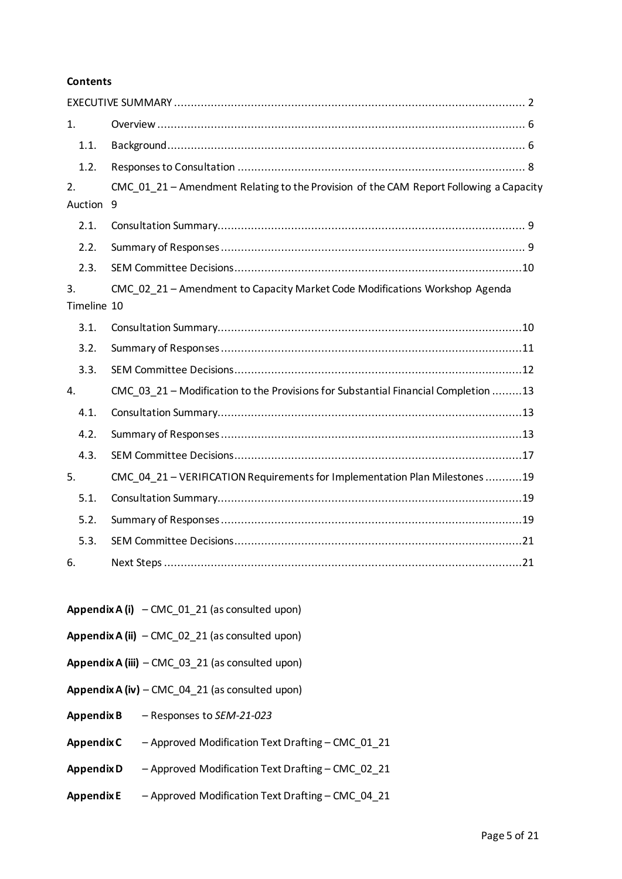**Contents**

EXECUTIVE SUMMARY ........................................................................................................ 2

1. Overview ............................................................................................................ 6
   - 1.1. Background ........................................................................................................ 6
   - 1.2. Responses to Consultation ................................................................................... 8
2. CMC_01_21 – Amendment Relating to the Provision of the CAM Report Following a Capacity Auction 9
   - 2.1. Consultation Summary ......................................................................................... 9
   - 2.2. Summary of Responses ........................................................................................ 9
   - 2.3. SEM Committee Decisions ................................................................................... 10
3. CMC_02_21 – Amendment to Capacity Market Code Modifications Workshop Agenda Timeline 10
   - 3.1. Consultation Summary ......................................................................................... 10
   - 3.2. Summary of Responses ........................................................................................ 11
   - 3.3. SEM Committee Decisions ................................................................................... 12
4. CMC_03_21 – Modification to the Provisions for Substantial Financial Completion ......... 13
   - 4.1. Consultation Summary ......................................................................................... 13
   - 4.2. Summary of Responses ........................................................................................ 13
   - 4.3. SEM Committee Decisions ................................................................................... 17
5. CMC_04_21 – VERIFICATION Requirements for Implementation Plan Milestones ........... 19
   - 5.1. Consultation Summary ......................................................................................... 19
   - 5.2. Summary of Responses ........................................................................................ 19
   - 5.3. SEM Committee Decisions ................................................................................... 21
6. Next Steps .......................................................................................................... 21

**Appendix A (i)** – CMC_01_21 (as consulted upon)

**Appendix A (ii)** – CMC_02_21 (as consulted upon)

**Appendix A (iii)** – CMC_03_21 (as consulted upon)

**Appendix A (iv)** – CMC_04_21 (as consulted upon)

**Appendix B** – Responses to *SEM-21-023*

**Appendix C** – Approved Modification Text Drafting – CMC_01_21

**Appendix D** – Approved Modification Text Drafting – CMC_02_21

**Appendix E** – Approved Modification Text Drafting – CMC_04_21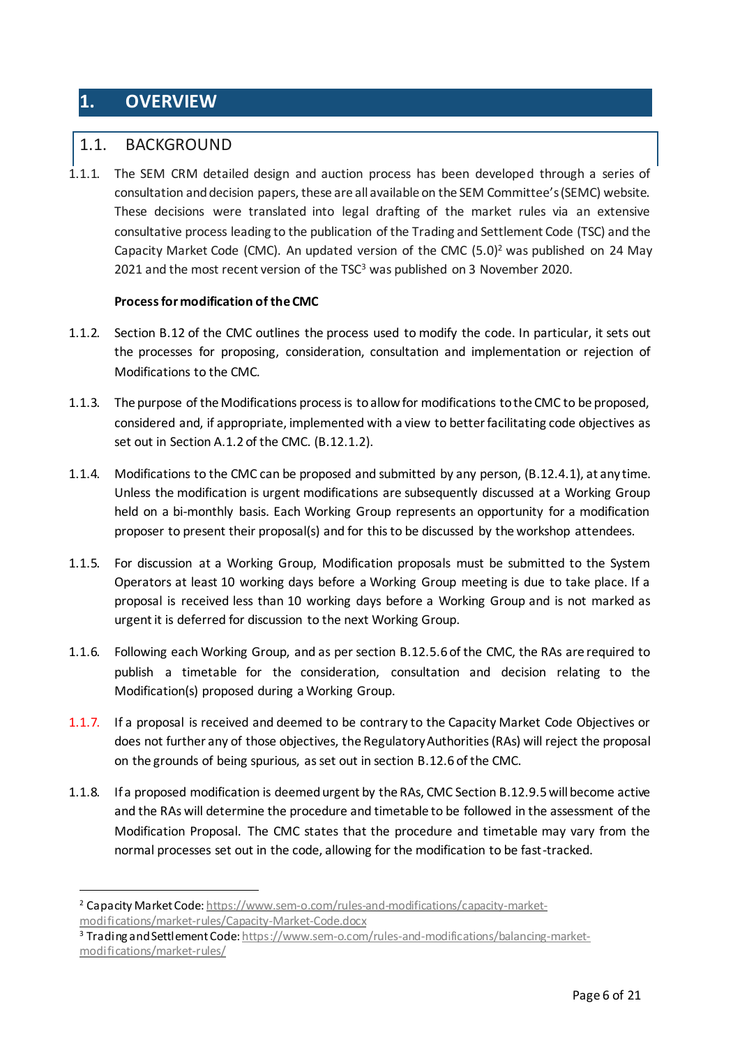# 1. OVERVIEW

## 1.1. BACKGROUND

1.1.1. The SEM CRM detailed design and auction process has been developed through a series of consultation and decision papers, these are all available on the SEM Committee's (SEMC) website. These decisions were translated into legal drafting of the market rules via an extensive consultative process leading to the publication of the Trading and Settlement Code (TSC) and the Capacity Market Code (CMC). An updated version of the CMC (5.0)[2] was published on 24 May 2021 and the most recent version of the TSC[3] was published on 3 November 2020.

**Process for modification of the CMC**

1.1.2. Section B.12 of the CMC outlines the process used to modify the code. In particular, it sets out the processes for proposing, consideration, consultation and implementation or rejection of Modifications to the CMC.

1.1.3. The purpose of the Modifications process is to allow for modifications to the CMC to be proposed, considered and, if appropriate, implemented with a view to better facilitating code objectives as set out in Section A.1.2 of the CMC. (B.12.1.2).

1.1.4. Modifications to the CMC can be proposed and submitted by any person, (B.12.4.1), at any time. Unless the modification is urgent modifications are subsequently discussed at a Working Group held on a bi-monthly basis. Each Working Group represents an opportunity for a modification proposer to present their proposal(s) and for this to be discussed by the workshop attendees.

1.1.5. For discussion at a Working Group, Modification proposals must be submitted to the System Operators at least 10 working days before a Working Group meeting is due to take place. If a proposal is received less than 10 working days before a Working Group and is not marked as urgent it is deferred for discussion to the next Working Group.

1.1.6. Following each Working Group, and as per section B.12.5.6 of the CMC, the RAs are required to publish a timetable for the consideration, consultation and decision relating to the Modification(s) proposed during a Working Group.

1.1.7. If a proposal is received and deemed to be contrary to the Capacity Market Code Objectives or does not further any of those objectives, the Regulatory Authorities (RAs) will reject the proposal on the grounds of being spurious, as set out in section B.12.6 of the CMC.

1.1.8. If a proposed modification is deemed urgent by the RAs, CMC Section B.12.9.5 will become active and the RAs will determine the procedure and timetable to be followed in the assessment of the Modification Proposal. The CMC states that the procedure and timetable may vary from the normal processes set out in the code, allowing for the modification to be fast-tracked.

---

[2] Capacity Market Code: https://www.sem-o.com/rules-and-modifications/capacity-market-modifications/market-rules/Capacity-Market-Code.docx

[3] Trading and Settlement Code: https://www.sem-o.com/rules-and-modifications/balancing-market-modifications/market-rules/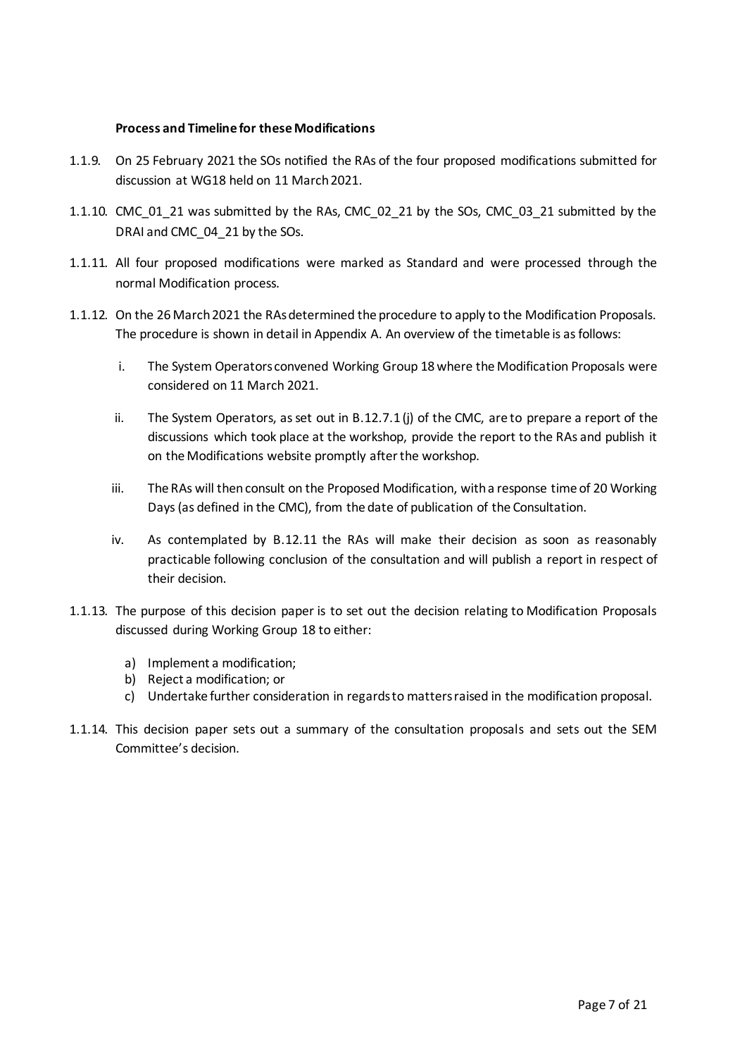**Process and Timeline for these Modifications**

1.1.9. On 25 February 2021 the SOs notified the RAs of the four proposed modifications submitted for discussion at WG18 held on 11 March 2021.

1.1.10. CMC_01_21 was submitted by the RAs, CMC_02_21 by the SOs, CMC_03_21 submitted by the DRAI and CMC_04_21 by the SOs.

1.1.11. All four proposed modifications were marked as Standard and were processed through the normal Modification process.

1.1.12. On the 26 March 2021 the RAs determined the procedure to apply to the Modification Proposals. The procedure is shown in detail in Appendix A. An overview of the timetable is as follows:

   i. The System Operators convened Working Group 18 where the Modification Proposals were considered on 11 March 2021.

   ii. The System Operators, as set out in B.12.7.1 (j) of the CMC, are to prepare a report of the discussions which took place at the workshop, provide the report to the RAs and publish it on the Modifications website promptly after the workshop.

   iii. The RAs will then consult on the Proposed Modification, with a response time of 20 Working Days (as defined in the CMC), from the date of publication of the Consultation.

   iv. As contemplated by B.12.11 the RAs will make their decision as soon as reasonably practicable following conclusion of the consultation and will publish a report in respect of their decision.

1.1.13. The purpose of this decision paper is to set out the decision relating to Modification Proposals discussed during Working Group 18 to either:

   a) Implement a modification;
   b) Reject a modification; or
   c) Undertake further consideration in regards to matters raised in the modification proposal.

1.1.14. This decision paper sets out a summary of the consultation proposals and sets out the SEM Committee's decision.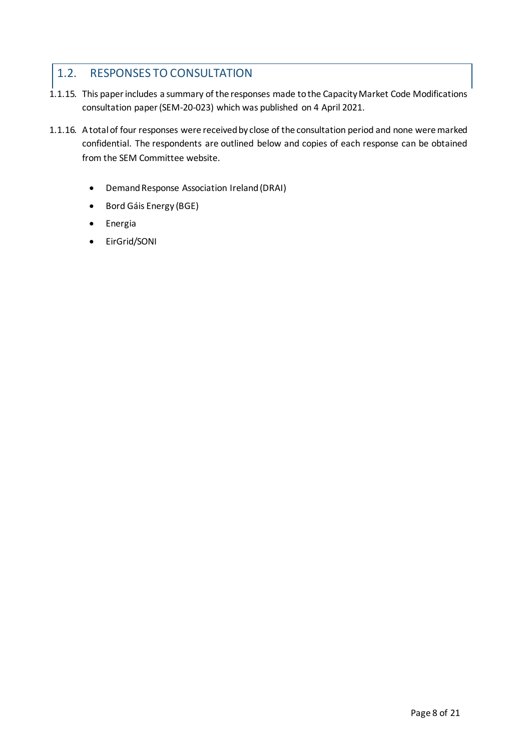## 1.2. RESPONSES TO CONSULTATION

1.1.15. This paper includes a summary of the responses made to the Capacity Market Code Modifications consultation paper (SEM-20-023) which was published on 4 April 2021.

1.1.16. A total of four responses were received by close of the consultation period and none were marked confidential. The respondents are outlined below and copies of each response can be obtained from the SEM Committee website.

- Demand Response Association Ireland (DRAI)
- Bord Gáis Energy (BGE)
- Energia
- EirGrid/SONI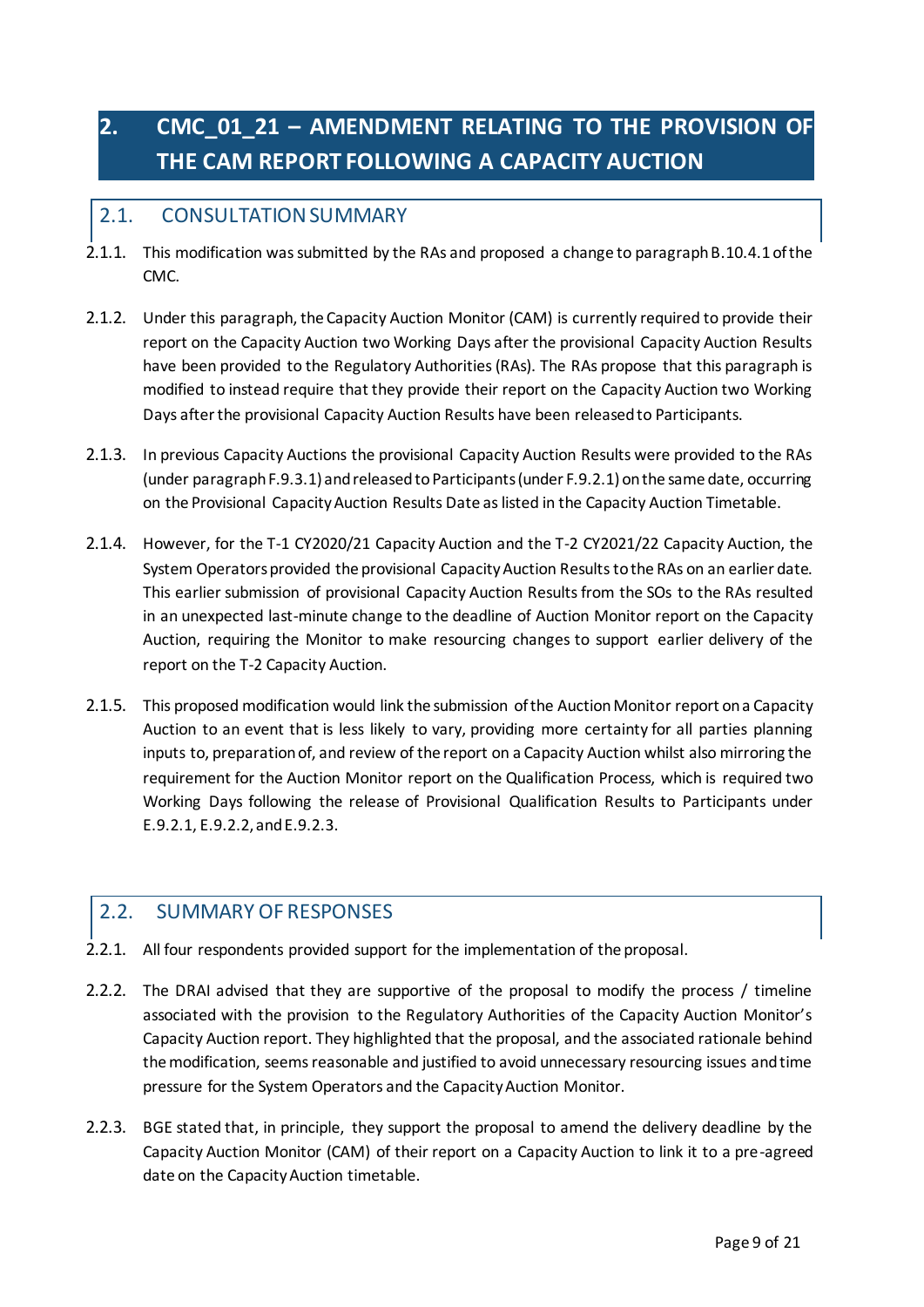# 2. CMC_01_21 – AMENDMENT RELATING TO THE PROVISION OF THE CAM REPORT FOLLOWING A CAPACITY AUCTION

## 2.1. CONSULTATION SUMMARY

2.1.1. This modification was submitted by the RAs and proposed a change to paragraph B.10.4.1 of the CMC.

2.1.2. Under this paragraph, the Capacity Auction Monitor (CAM) is currently required to provide their report on the Capacity Auction two Working Days after the provisional Capacity Auction Results have been provided to the Regulatory Authorities (RAs). The RAs propose that this paragraph is modified to instead require that they provide their report on the Capacity Auction two Working Days after the provisional Capacity Auction Results have been released to Participants.

2.1.3. In previous Capacity Auctions the provisional Capacity Auction Results were provided to the RAs (under paragraph F.9.3.1) and released to Participants (under F.9.2.1) on the same date, occurring on the Provisional Capacity Auction Results Date as listed in the Capacity Auction Timetable.

2.1.4. However, for the T-1 CY2020/21 Capacity Auction and the T-2 CY2021/22 Capacity Auction, the System Operators provided the provisional Capacity Auction Results to the RAs on an earlier date. This earlier submission of provisional Capacity Auction Results from the SOs to the RAs resulted in an unexpected last-minute change to the deadline of Auction Monitor report on the Capacity Auction, requiring the Monitor to make resourcing changes to support earlier delivery of the report on the T-2 Capacity Auction.

2.1.5. This proposed modification would link the submission of the Auction Monitor report on a Capacity Auction to an event that is less likely to vary, providing more certainty for all parties planning inputs to, preparation of, and review of the report on a Capacity Auction whilst also mirroring the requirement for the Auction Monitor report on the Qualification Process, which is required two Working Days following the release of Provisional Qualification Results to Participants under E.9.2.1, E.9.2.2, and E.9.2.3.

## 2.2. SUMMARY OF RESPONSES

2.2.1. All four respondents provided support for the implementation of the proposal.

2.2.2. The DRAI advised that they are supportive of the proposal to modify the process / timeline associated with the provision to the Regulatory Authorities of the Capacity Auction Monitor's Capacity Auction report. They highlighted that the proposal, and the associated rationale behind the modification, seems reasonable and justified to avoid unnecessary resourcing issues and time pressure for the System Operators and the Capacity Auction Monitor.

2.2.3. BGE stated that, in principle, they support the proposal to amend the delivery deadline by the Capacity Auction Monitor (CAM) of their report on a Capacity Auction to link it to a pre-agreed date on the Capacity Auction timetable.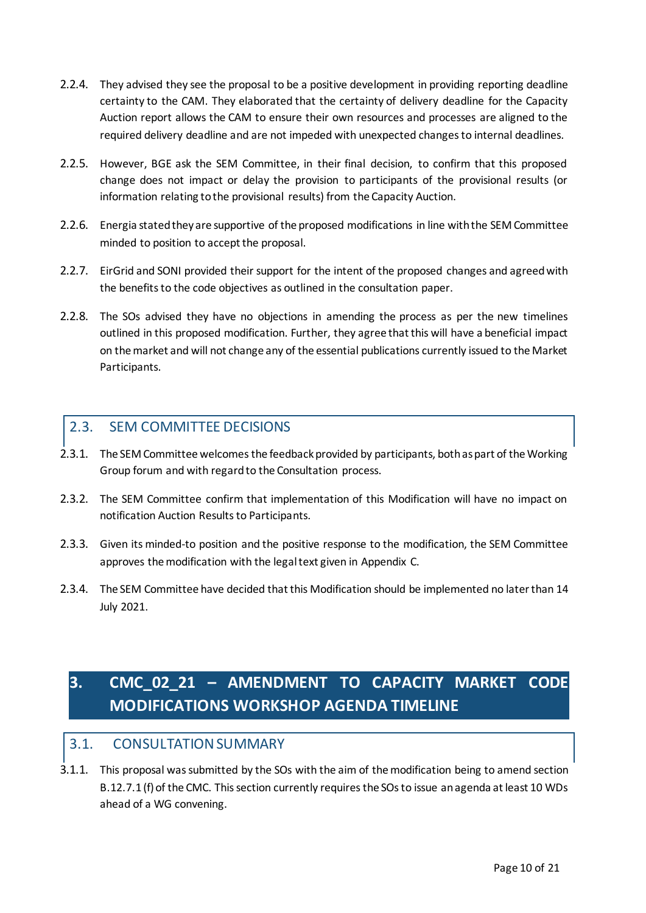2.2.4. They advised they see the proposal to be a positive development in providing reporting deadline certainty to the CAM. They elaborated that the certainty of delivery deadline for the Capacity Auction report allows the CAM to ensure their own resources and processes are aligned to the required delivery deadline and are not impeded with unexpected changes to internal deadlines.

2.2.5. However, BGE ask the SEM Committee, in their final decision, to confirm that this proposed change does not impact or delay the provision to participants of the provisional results (or information relating to the provisional results) from the Capacity Auction.

2.2.6. Energia stated they are supportive of the proposed modifications in line with the SEM Committee minded to position to accept the proposal.

2.2.7. EirGrid and SONI provided their support for the intent of the proposed changes and agreed with the benefits to the code objectives as outlined in the consultation paper.

2.2.8. The SOs advised they have no objections in amending the process as per the new timelines outlined in this proposed modification. Further, they agree that this will have a beneficial impact on the market and will not change any of the essential publications currently issued to the Market Participants.

## 2.3. SEM COMMITTEE DECISIONS

2.3.1. The SEM Committee welcomes the feedback provided by participants, both as part of the Working Group forum and with regard to the Consultation process.

2.3.2. The SEM Committee confirm that implementation of this Modification will have no impact on notification Auction Results to Participants.

2.3.3. Given its minded-to position and the positive response to the modification, the SEM Committee approves the modification with the legal text given in Appendix C.

2.3.4. The SEM Committee have decided that this Modification should be implemented no later than 14 July 2021.

# 3. CMC_02_21 – AMENDMENT TO CAPACITY MARKET CODE MODIFICATIONS WORKSHOP AGENDA TIMELINE

## 3.1. CONSULTATION SUMMARY

3.1.1. This proposal was submitted by the SOs with the aim of the modification being to amend section B.12.7.1 (f) of the CMC. This section currently requires the SOs to issue an agenda at least 10 WDs ahead of a WG convening.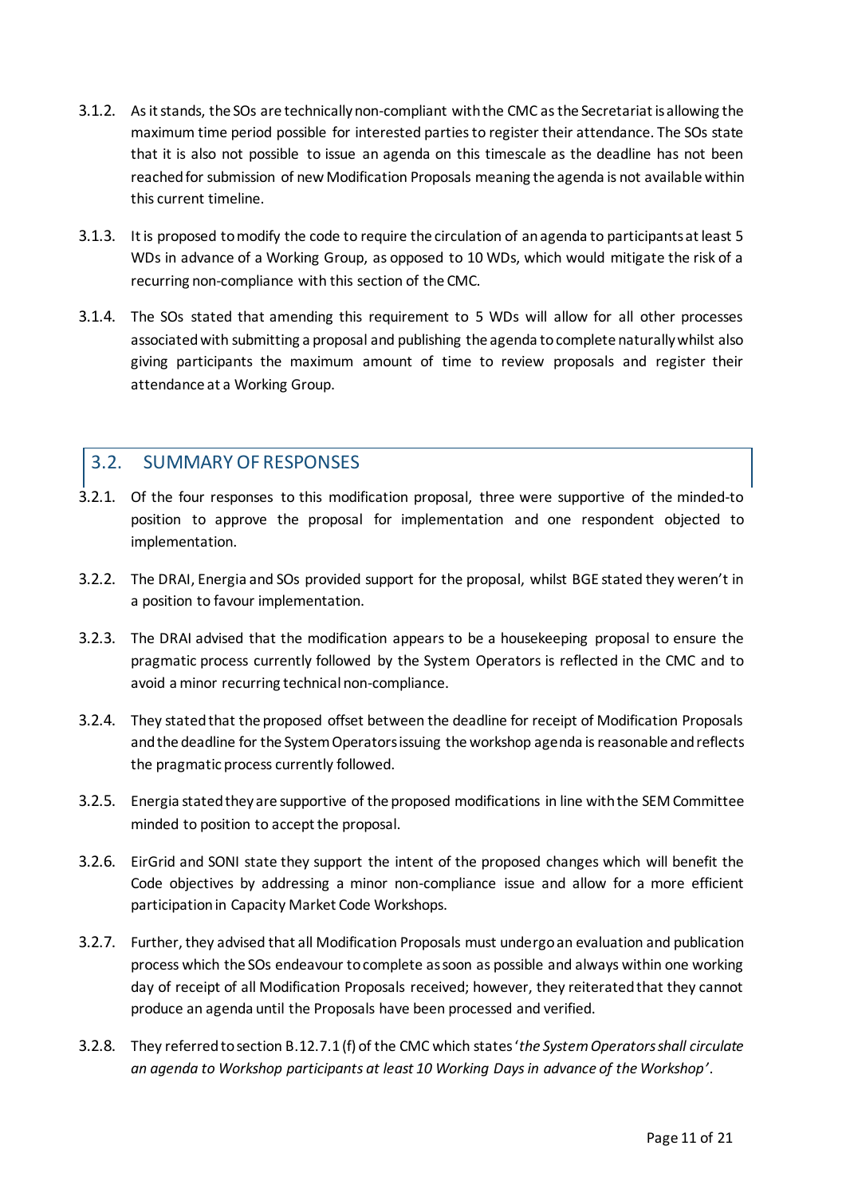3.1.2. As it stands, the SOs are technically non-compliant with the CMC as the Secretariat is allowing the maximum time period possible for interested parties to register their attendance. The SOs state that it is also not possible to issue an agenda on this timescale as the deadline has not been reached for submission of new Modification Proposals meaning the agenda is not available within this current timeline.

3.1.3. It is proposed to modify the code to require the circulation of an agenda to participants at least 5 WDs in advance of a Working Group, as opposed to 10 WDs, which would mitigate the risk of a recurring non-compliance with this section of the CMC.

3.1.4. The SOs stated that amending this requirement to 5 WDs will allow for all other processes associated with submitting a proposal and publishing the agenda to complete naturally whilst also giving participants the maximum amount of time to review proposals and register their attendance at a Working Group.

## 3.2. SUMMARY OF RESPONSES

3.2.1. Of the four responses to this modification proposal, three were supportive of the minded-to position to approve the proposal for implementation and one respondent objected to implementation.

3.2.2. The DRAI, Energia and SOs provided support for the proposal, whilst BGE stated they weren't in a position to favour implementation.

3.2.3. The DRAI advised that the modification appears to be a housekeeping proposal to ensure the pragmatic process currently followed by the System Operators is reflected in the CMC and to avoid a minor recurring technical non-compliance.

3.2.4. They stated that the proposed offset between the deadline for receipt of Modification Proposals and the deadline for the System Operators issuing the workshop agenda is reasonable and reflects the pragmatic process currently followed.

3.2.5. Energia stated they are supportive of the proposed modifications in line with the SEM Committee minded to position to accept the proposal.

3.2.6. EirGrid and SONI state they support the intent of the proposed changes which will benefit the Code objectives by addressing a minor non-compliance issue and allow for a more efficient participation in Capacity Market Code Workshops.

3.2.7. Further, they advised that all Modification Proposals must undergo an evaluation and publication process which the SOs endeavour to complete as soon as possible and always within one working day of receipt of all Modification Proposals received; however, they reiterated that they cannot produce an agenda until the Proposals have been processed and verified.

3.2.8. They referred to section B.12.7.1 (f) of the CMC which states '*the System Operators shall circulate an agenda to Workshop participants at least 10 Working Days in advance of the Workshop'*.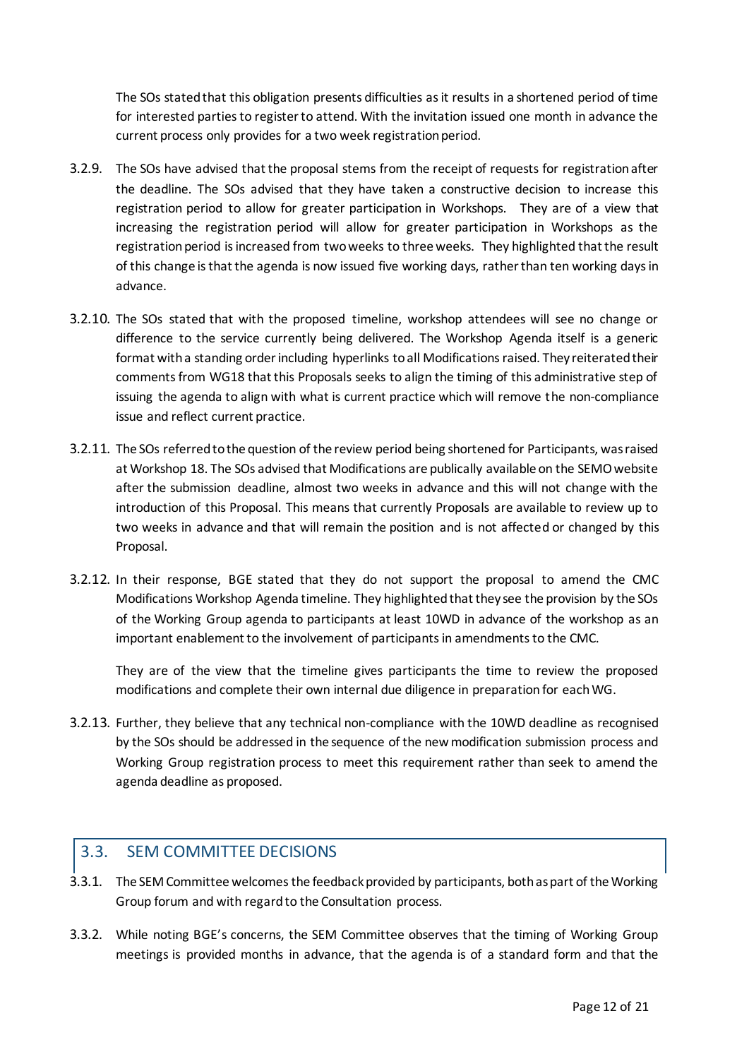The SOs stated that this obligation presents difficulties as it results in a shortened period of time for interested parties to register to attend. With the invitation issued one month in advance the current process only provides for a two week registration period.

3.2.9. The SOs have advised that the proposal stems from the receipt of requests for registration after the deadline. The SOs advised that they have taken a constructive decision to increase this registration period to allow for greater participation in Workshops. They are of a view that increasing the registration period will allow for greater participation in Workshops as the registration period is increased from two weeks to three weeks. They highlighted that the result of this change is that the agenda is now issued five working days, rather than ten working days in advance.

3.2.10. The SOs stated that with the proposed timeline, workshop attendees will see no change or difference to the service currently being delivered. The Workshop Agenda itself is a generic format with a standing order including hyperlinks to all Modifications raised. They reiterated their comments from WG18 that this Proposals seeks to align the timing of this administrative step of issuing the agenda to align with what is current practice which will remove the non-compliance issue and reflect current practice.

3.2.11. The SOs referred to the question of the review period being shortened for Participants, was raised at Workshop 18. The SOs advised that Modifications are publically available on the SEMO website after the submission deadline, almost two weeks in advance and this will not change with the introduction of this Proposal. This means that currently Proposals are available to review up to two weeks in advance and that will remain the position and is not affected or changed by this Proposal.

3.2.12. In their response, BGE stated that they do not support the proposal to amend the CMC Modifications Workshop Agenda timeline. They highlighted that they see the provision by the SOs of the Working Group agenda to participants at least 10WD in advance of the workshop as an important enablement to the involvement of participants in amendments to the CMC.

They are of the view that the timeline gives participants the time to review the proposed modifications and complete their own internal due diligence in preparation for each WG.

3.2.13. Further, they believe that any technical non-compliance with the 10WD deadline as recognised by the SOs should be addressed in the sequence of the new modification submission process and Working Group registration process to meet this requirement rather than seek to amend the agenda deadline as proposed.

## 3.3. SEM COMMITTEE DECISIONS

3.3.1. The SEM Committee welcomes the feedback provided by participants, both as part of the Working Group forum and with regard to the Consultation process.

3.3.2. While noting BGE's concerns, the SEM Committee observes that the timing of Working Group meetings is provided months in advance, that the agenda is of a standard form and that the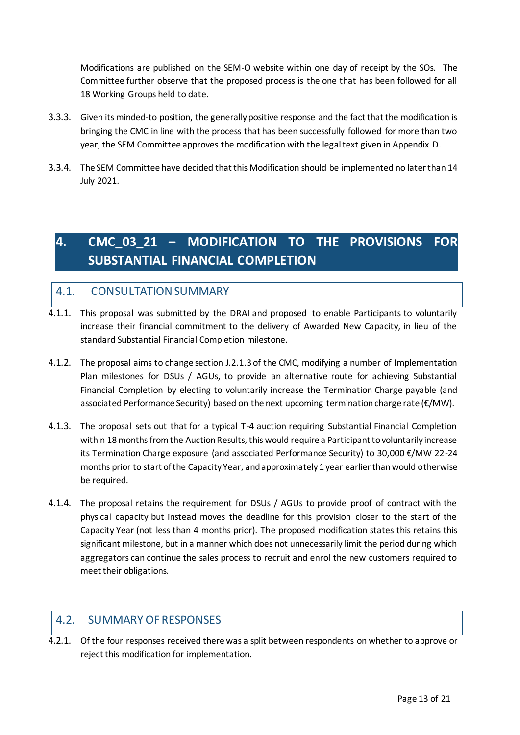Modifications are published on the SEM-O website within one day of receipt by the SOs. The Committee further observe that the proposed process is the one that has been followed for all 18 Working Groups held to date.

3.3.3. Given its minded-to position, the generally positive response and the fact that the modification is bringing the CMC in line with the process that has been successfully followed for more than two year, the SEM Committee approves the modification with the legal text given in Appendix D.

3.3.4. The SEM Committee have decided that this Modification should be implemented no later than 14 July 2021.

# 4. CMC_03_21 – MODIFICATION TO THE PROVISIONS FOR SUBSTANTIAL FINANCIAL COMPLETION

## 4.1. CONSULTATION SUMMARY

4.1.1. This proposal was submitted by the DRAI and proposed to enable Participants to voluntarily increase their financial commitment to the delivery of Awarded New Capacity, in lieu of the standard Substantial Financial Completion milestone.

4.1.2. The proposal aims to change section J.2.1.3 of the CMC, modifying a number of Implementation Plan milestones for DSUs / AGUs, to provide an alternative route for achieving Substantial Financial Completion by electing to voluntarily increase the Termination Charge payable (and associated Performance Security) based on the next upcoming termination charge rate (€/MW).

4.1.3. The proposal sets out that for a typical T-4 auction requiring Substantial Financial Completion within 18 months from the Auction Results, this would require a Participant to voluntarily increase its Termination Charge exposure (and associated Performance Security) to 30,000 €/MW 22-24 months prior to start of the Capacity Year, and approximately 1 year earlier than would otherwise be required.

4.1.4. The proposal retains the requirement for DSUs / AGUs to provide proof of contract with the physical capacity but instead moves the deadline for this provision closer to the start of the Capacity Year (not less than 4 months prior). The proposed modification states this retains this significant milestone, but in a manner which does not unnecessarily limit the period during which aggregators can continue the sales process to recruit and enrol the new customers required to meet their obligations.

## 4.2. SUMMARY OF RESPONSES

4.2.1. Of the four responses received there was a split between respondents on whether to approve or reject this modification for implementation.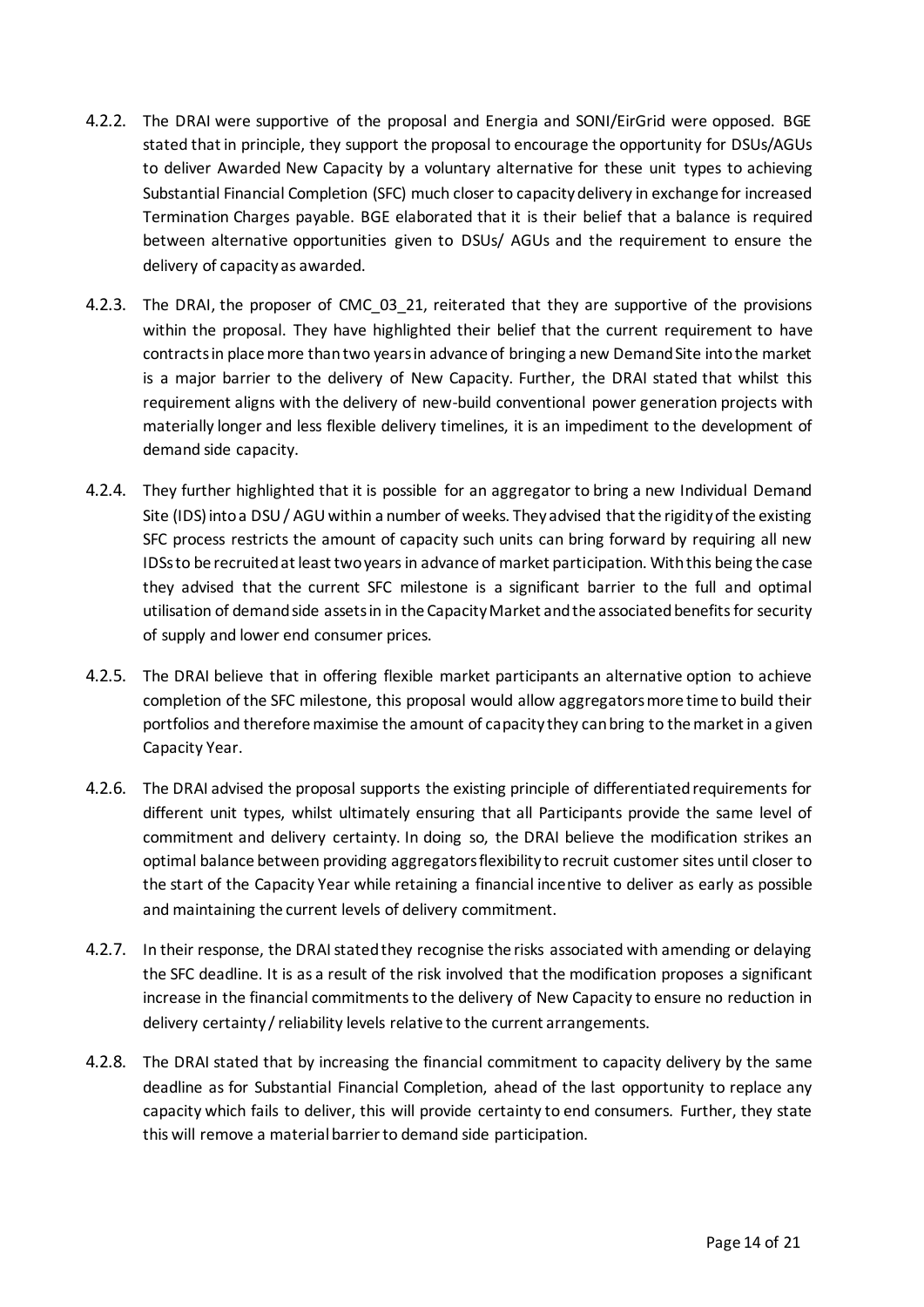4.2.2. The DRAI were supportive of the proposal and Energia and SONI/EirGrid were opposed. BGE stated that in principle, they support the proposal to encourage the opportunity for DSUs/AGUs to deliver Awarded New Capacity by a voluntary alternative for these unit types to achieving Substantial Financial Completion (SFC) much closer to capacity delivery in exchange for increased Termination Charges payable. BGE elaborated that it is their belief that a balance is required between alternative opportunities given to DSUs/ AGUs and the requirement to ensure the delivery of capacity as awarded.

4.2.3. The DRAI, the proposer of CMC_03_21, reiterated that they are supportive of the provisions within the proposal. They have highlighted their belief that the current requirement to have contracts in place more than two years in advance of bringing a new Demand Site into the market is a major barrier to the delivery of New Capacity. Further, the DRAI stated that whilst this requirement aligns with the delivery of new-build conventional power generation projects with materially longer and less flexible delivery timelines, it is an impediment to the development of demand side capacity.

4.2.4. They further highlighted that it is possible for an aggregator to bring a new Individual Demand Site (IDS) into a DSU / AGU within a number of weeks. They advised that the rigidity of the existing SFC process restricts the amount of capacity such units can bring forward by requiring all new IDSs to be recruited at least two years in advance of market participation. With this being the case they advised that the current SFC milestone is a significant barrier to the full and optimal utilisation of demand side assets in in the Capacity Market and the associated benefits for security of supply and lower end consumer prices.

4.2.5. The DRAI believe that in offering flexible market participants an alternative option to achieve completion of the SFC milestone, this proposal would allow aggregators more time to build their portfolios and therefore maximise the amount of capacity they can bring to the market in a given Capacity Year.

4.2.6. The DRAI advised the proposal supports the existing principle of differentiated requirements for different unit types, whilst ultimately ensuring that all Participants provide the same level of commitment and delivery certainty. In doing so, the DRAI believe the modification strikes an optimal balance between providing aggregators flexibility to recruit customer sites until closer to the start of the Capacity Year while retaining a financial incentive to deliver as early as possible and maintaining the current levels of delivery commitment.

4.2.7. In their response, the DRAI stated they recognise the risks associated with amending or delaying the SFC deadline. It is as a result of the risk involved that the modification proposes a significant increase in the financial commitments to the delivery of New Capacity to ensure no reduction in delivery certainty / reliability levels relative to the current arrangements.

4.2.8. The DRAI stated that by increasing the financial commitment to capacity delivery by the same deadline as for Substantial Financial Completion, ahead of the last opportunity to replace any capacity which fails to deliver, this will provide certainty to end consumers. Further, they state this will remove a material barrier to demand side participation.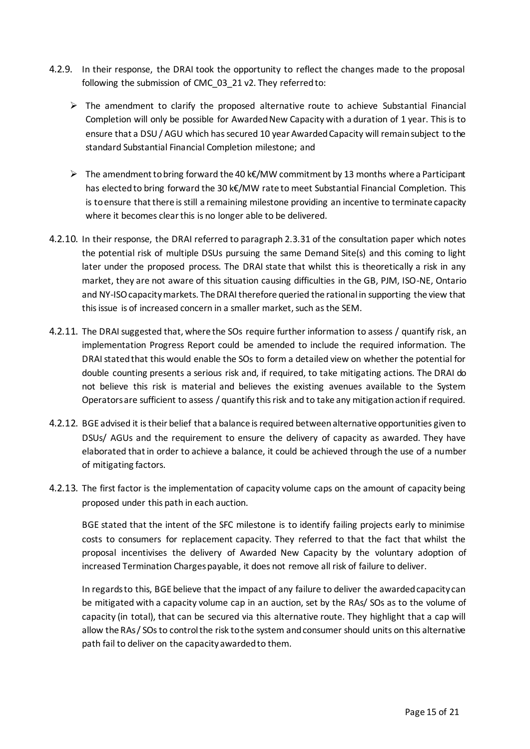4.2.9. In their response, the DRAI took the opportunity to reflect the changes made to the proposal following the submission of CMC_03_21 v2. They referred to:

- The amendment to clarify the proposed alternative route to achieve Substantial Financial Completion will only be possible for Awarded New Capacity with a duration of 1 year. This is to ensure that a DSU / AGU which has secured 10 year Awarded Capacity will remain subject to the standard Substantial Financial Completion milestone; and

- The amendment to bring forward the 40 k€/MW commitment by 13 months where a Participant has elected to bring forward the 30 k€/MW rate to meet Substantial Financial Completion. This is to ensure that there is still a remaining milestone providing an incentive to terminate capacity where it becomes clear this is no longer able to be delivered.

4.2.10. In their response, the DRAI referred to paragraph 2.3.31 of the consultation paper which notes the potential risk of multiple DSUs pursuing the same Demand Site(s) and this coming to light later under the proposed process. The DRAI state that whilst this is theoretically a risk in any market, they are not aware of this situation causing difficulties in the GB, PJM, ISO-NE, Ontario and NY-ISO capacity markets. The DRAI therefore queried the rational in supporting the view that this issue is of increased concern in a smaller market, such as the SEM.

4.2.11. The DRAI suggested that, where the SOs require further information to assess / quantify risk, an implementation Progress Report could be amended to include the required information. The DRAI stated that this would enable the SOs to form a detailed view on whether the potential for double counting presents a serious risk and, if required, to take mitigating actions. The DRAI do not believe this risk is material and believes the existing avenues available to the System Operators are sufficient to assess / quantify this risk and to take any mitigation action if required.

4.2.12. BGE advised it is their belief that a balance is required between alternative opportunities given to DSUs/ AGUs and the requirement to ensure the delivery of capacity as awarded. They have elaborated that in order to achieve a balance, it could be achieved through the use of a number of mitigating factors.

4.2.13. The first factor is the implementation of capacity volume caps on the amount of capacity being proposed under this path in each auction.

BGE stated that the intent of the SFC milestone is to identify failing projects early to minimise costs to consumers for replacement capacity. They referred to that the fact that whilst the proposal incentivises the delivery of Awarded New Capacity by the voluntary adoption of increased Termination Charges payable, it does not remove all risk of failure to deliver.

In regards to this, BGE believe that the impact of any failure to deliver the awarded capacity can be mitigated with a capacity volume cap in an auction, set by the RAs/ SOs as to the volume of capacity (in total), that can be secured via this alternative route. They highlight that a cap will allow the RAs / SOs to control the risk to the system and consumer should units on this alternative path fail to deliver on the capacity awarded to them.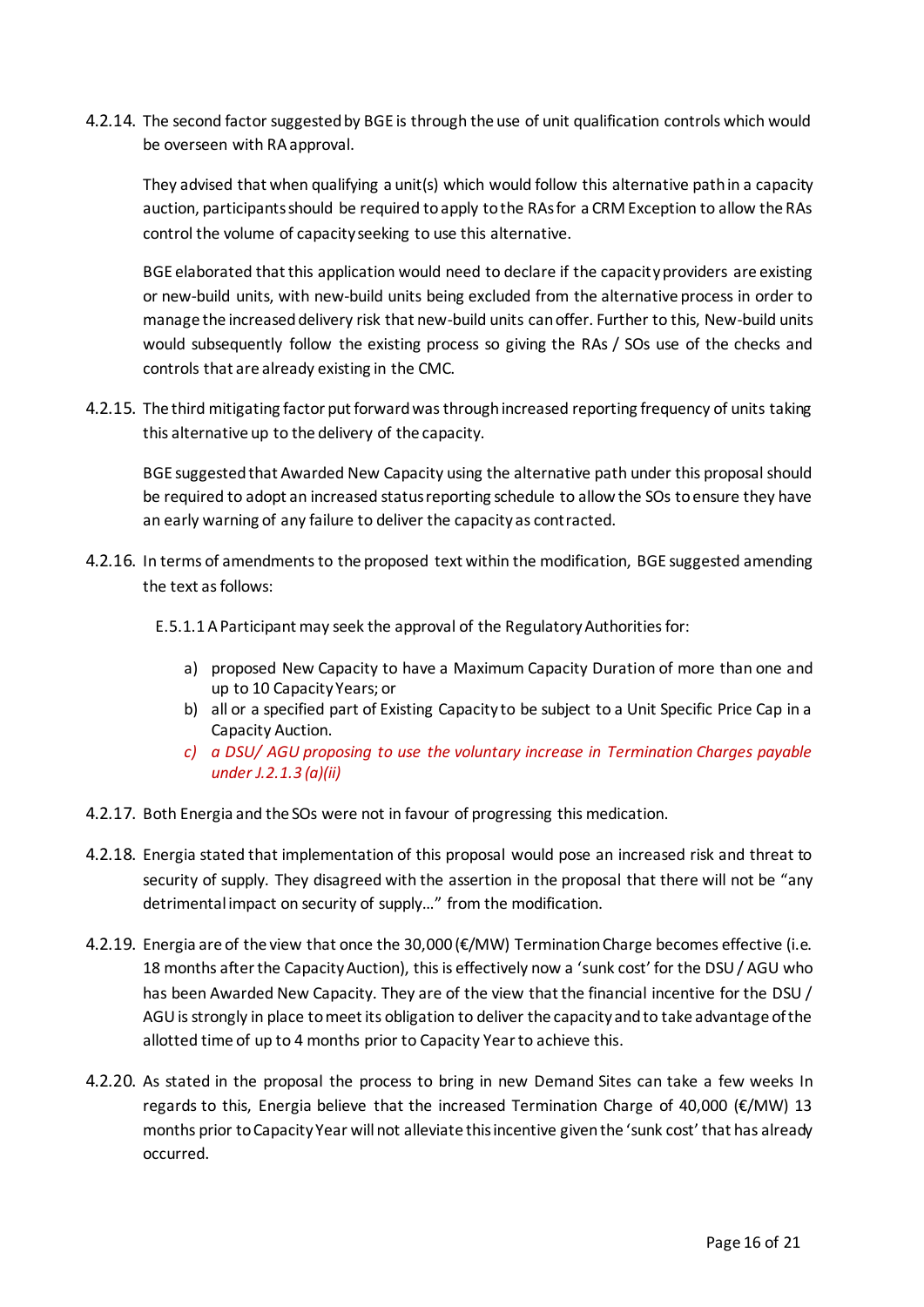4.2.14. The second factor suggested by BGE is through the use of unit qualification controls which would be overseen with RA approval.

They advised that when qualifying a unit(s) which would follow this alternative path in a capacity auction, participants should be required to apply to the RAs for a CRM Exception to allow the RAs control the volume of capacity seeking to use this alternative.

BGE elaborated that this application would need to declare if the capacity providers are existing or new-build units, with new-build units being excluded from the alternative process in order to manage the increased delivery risk that new-build units can offer. Further to this, New-build units would subsequently follow the existing process so giving the RAs / SOs use of the checks and controls that are already existing in the CMC.

4.2.15. The third mitigating factor put forward was through increased reporting frequency of units taking this alternative up to the delivery of the capacity.

BGE suggested that Awarded New Capacity using the alternative path under this proposal should be required to adopt an increased status reporting schedule to allow the SOs to ensure they have an early warning of any failure to deliver the capacity as contracted.

4.2.16. In terms of amendments to the proposed text within the modification, BGE suggested amending the text as follows:

E.5.1.1 A Participant may seek the approval of the Regulatory Authorities for:

a) proposed New Capacity to have a Maximum Capacity Duration of more than one and up to 10 Capacity Years; or
b) all or a specified part of Existing Capacity to be subject to a Unit Specific Price Cap in a Capacity Auction.
c) *a DSU/ AGU proposing to use the voluntary increase in Termination Charges payable under J.2.1.3 (a)(ii)*

4.2.17. Both Energia and the SOs were not in favour of progressing this medication.

4.2.18. Energia stated that implementation of this proposal would pose an increased risk and threat to security of supply. They disagreed with the assertion in the proposal that there will not be "any detrimental impact on security of supply…" from the modification.

4.2.19. Energia are of the view that once the 30,000 (€/MW) Termination Charge becomes effective (i.e. 18 months after the Capacity Auction), this is effectively now a 'sunk cost' for the DSU / AGU who has been Awarded New Capacity. They are of the view that the financial incentive for the DSU / AGU is strongly in place to meet its obligation to deliver the capacity and to take advantage of the allotted time of up to 4 months prior to Capacity Year to achieve this.

4.2.20. As stated in the proposal the process to bring in new Demand Sites can take a few weeks In regards to this, Energia believe that the increased Termination Charge of 40,000 (€/MW) 13 months prior to Capacity Year will not alleviate this incentive given the 'sunk cost' that has already occurred.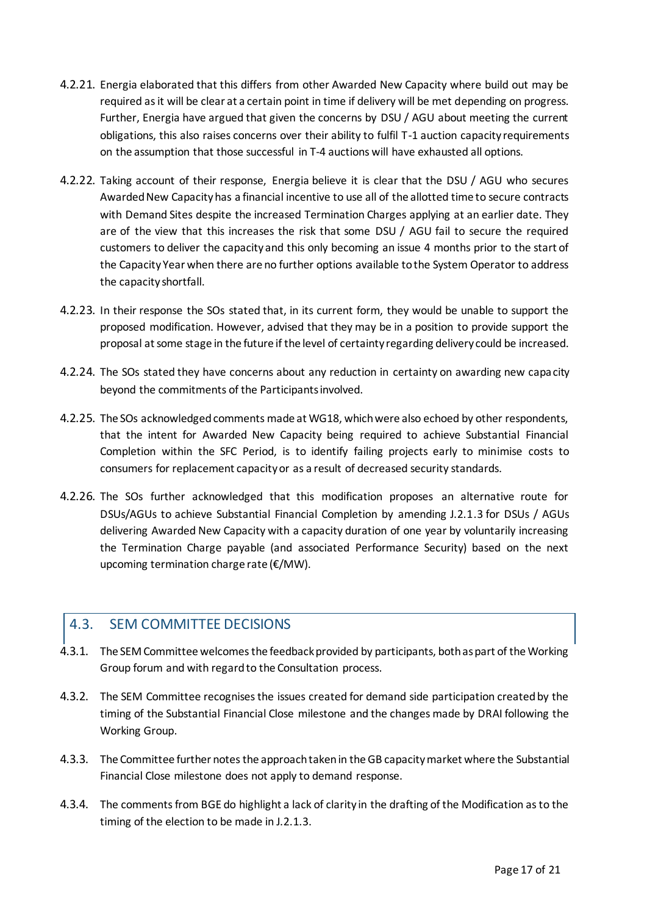4.2.21. Energia elaborated that this differs from other Awarded New Capacity where build out may be required as it will be clear at a certain point in time if delivery will be met depending on progress. Further, Energia have argued that given the concerns by DSU / AGU about meeting the current obligations, this also raises concerns over their ability to fulfil T-1 auction capacity requirements on the assumption that those successful in T-4 auctions will have exhausted all options.

4.2.22. Taking account of their response, Energia believe it is clear that the DSU / AGU who secures Awarded New Capacity has a financial incentive to use all of the allotted time to secure contracts with Demand Sites despite the increased Termination Charges applying at an earlier date. They are of the view that this increases the risk that some DSU / AGU fail to secure the required customers to deliver the capacity and this only becoming an issue 4 months prior to the start of the Capacity Year when there are no further options available to the System Operator to address the capacity shortfall.

4.2.23. In their response the SOs stated that, in its current form, they would be unable to support the proposed modification. However, advised that they may be in a position to provide support the proposal at some stage in the future if the level of certainty regarding delivery could be increased.

4.2.24. The SOs stated they have concerns about any reduction in certainty on awarding new capacity beyond the commitments of the Participants involved.

4.2.25. The SOs acknowledged comments made at WG18, which were also echoed by other respondents, that the intent for Awarded New Capacity being required to achieve Substantial Financial Completion within the SFC Period, is to identify failing projects early to minimise costs to consumers for replacement capacity or as a result of decreased security standards.

4.2.26. The SOs further acknowledged that this modification proposes an alternative route for DSUs/AGUs to achieve Substantial Financial Completion by amending J.2.1.3 for DSUs / AGUs delivering Awarded New Capacity with a capacity duration of one year by voluntarily increasing the Termination Charge payable (and associated Performance Security) based on the next upcoming termination charge rate (€/MW).

## 4.3. SEM COMMITTEE DECISIONS

4.3.1. The SEM Committee welcomes the feedback provided by participants, both as part of the Working Group forum and with regard to the Consultation process.

4.3.2. The SEM Committee recognises the issues created for demand side participation created by the timing of the Substantial Financial Close milestone and the changes made by DRAI following the Working Group.

4.3.3. The Committee further notes the approach taken in the GB capacity market where the Substantial Financial Close milestone does not apply to demand response.

4.3.4. The comments from BGE do highlight a lack of clarity in the drafting of the Modification as to the timing of the election to be made in J.2.1.3.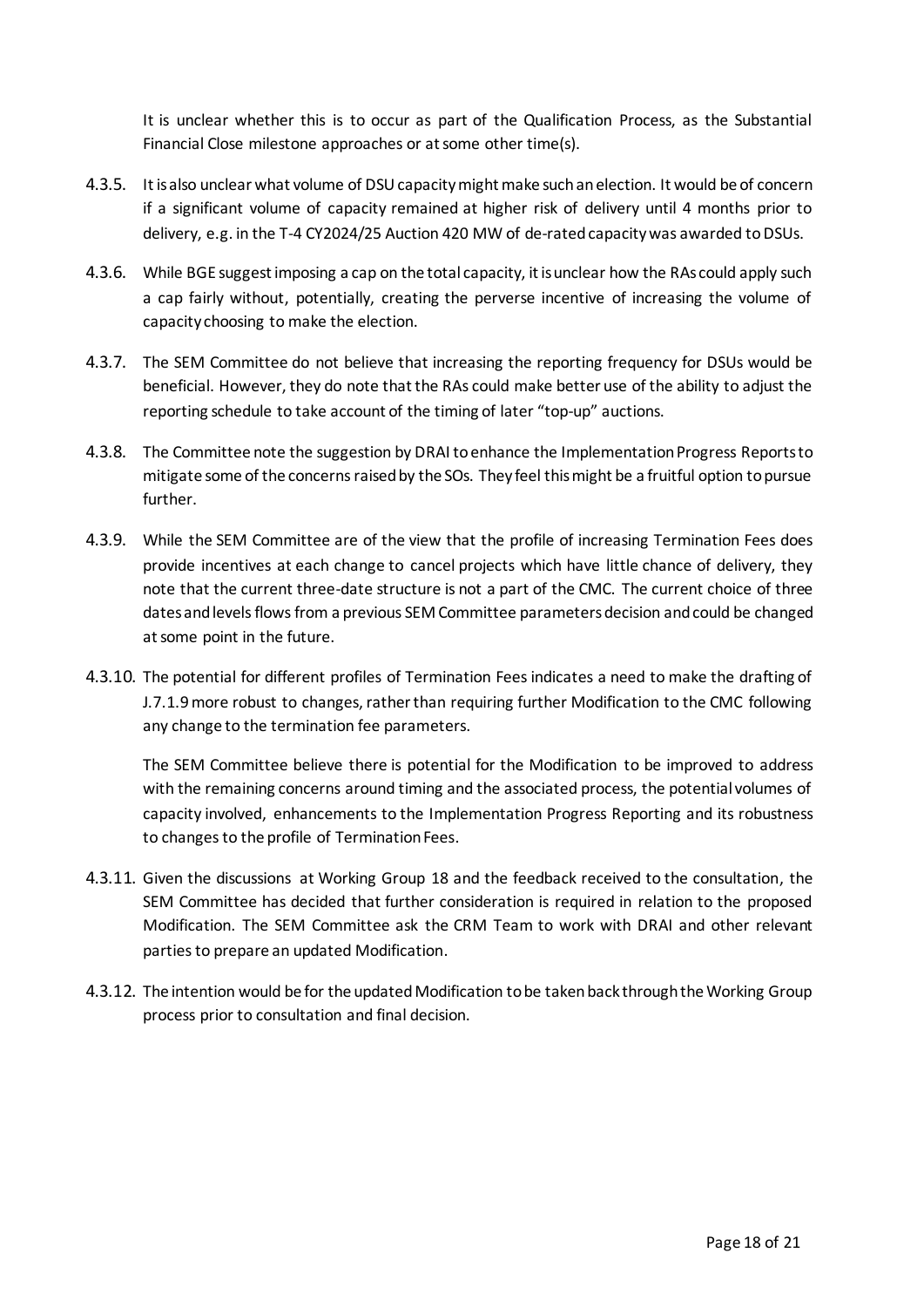It is unclear whether this is to occur as part of the Qualification Process, as the Substantial Financial Close milestone approaches or at some other time(s).

4.3.5. It is also unclear what volume of DSU capacity might make such an election. It would be of concern if a significant volume of capacity remained at higher risk of delivery until 4 months prior to delivery, e.g. in the T-4 CY2024/25 Auction 420 MW of de-rated capacity was awarded to DSUs.

4.3.6. While BGE suggest imposing a cap on the total capacity, it is unclear how the RAs could apply such a cap fairly without, potentially, creating the perverse incentive of increasing the volume of capacity choosing to make the election.

4.3.7. The SEM Committee do not believe that increasing the reporting frequency for DSUs would be beneficial. However, they do note that the RAs could make better use of the ability to adjust the reporting schedule to take account of the timing of later "top-up" auctions.

4.3.8. The Committee note the suggestion by DRAI to enhance the Implementation Progress Reports to mitigate some of the concerns raised by the SOs. They feel this might be a fruitful option to pursue further.

4.3.9. While the SEM Committee are of the view that the profile of increasing Termination Fees does provide incentives at each change to cancel projects which have little chance of delivery, they note that the current three-date structure is not a part of the CMC. The current choice of three dates and levels flows from a previous SEM Committee parameters decision and could be changed at some point in the future.

4.3.10. The potential for different profiles of Termination Fees indicates a need to make the drafting of J.7.1.9 more robust to changes, rather than requiring further Modification to the CMC following any change to the termination fee parameters.

The SEM Committee believe there is potential for the Modification to be improved to address with the remaining concerns around timing and the associated process, the potential volumes of capacity involved, enhancements to the Implementation Progress Reporting and its robustness to changes to the profile of Termination Fees.

4.3.11. Given the discussions at Working Group 18 and the feedback received to the consultation, the SEM Committee has decided that further consideration is required in relation to the proposed Modification. The SEM Committee ask the CRM Team to work with DRAI and other relevant parties to prepare an updated Modification.

4.3.12. The intention would be for the updated Modification to be taken back through the Working Group process prior to consultation and final decision.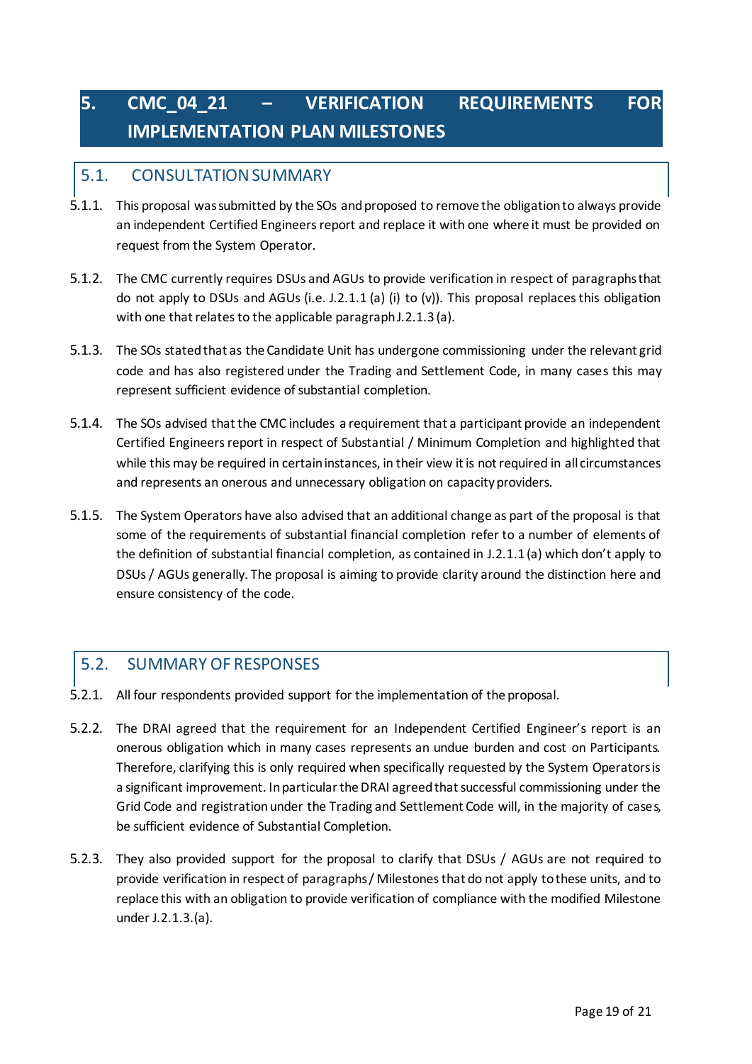# 5. CMC_04_21 – VERIFICATION REQUIREMENTS FOR IMPLEMENTATION PLAN MILESTONES

## 5.1. CONSULTATION SUMMARY

5.1.1. This proposal was submitted by the SOs and proposed to remove the obligation to always provide an independent Certified Engineers report and replace it with one where it must be provided on request from the System Operator.

5.1.2. The CMC currently requires DSUs and AGUs to provide verification in respect of paragraphs that do not apply to DSUs and AGUs (i.e. J.2.1.1 (a) (i) to (v)). This proposal replaces this obligation with one that relates to the applicable paragraph J.2.1.3 (a).

5.1.3. The SOs stated that as the Candidate Unit has undergone commissioning under the relevant grid code and has also registered under the Trading and Settlement Code, in many cases this may represent sufficient evidence of substantial completion.

5.1.4. The SOs advised that the CMC includes a requirement that a participant provide an independent Certified Engineers report in respect of Substantial / Minimum Completion and highlighted that while this may be required in certain instances, in their view it is not required in all circumstances and represents an onerous and unnecessary obligation on capacity providers.

5.1.5. The System Operators have also advised that an additional change as part of the proposal is that some of the requirements of substantial financial completion refer to a number of elements of the definition of substantial financial completion, as contained in J.2.1.1 (a) which don't apply to DSUs / AGUs generally. The proposal is aiming to provide clarity around the distinction here and ensure consistency of the code.

## 5.2. SUMMARY OF RESPONSES

5.2.1. All four respondents provided support for the implementation of the proposal.

5.2.2. The DRAI agreed that the requirement for an Independent Certified Engineer's report is an onerous obligation which in many cases represents an undue burden and cost on Participants. Therefore, clarifying this is only required when specifically requested by the System Operators is a significant improvement. In particular the DRAI agreed that successful commissioning under the Grid Code and registration under the Trading and Settlement Code will, in the majority of cases, be sufficient evidence of Substantial Completion.

5.2.3. They also provided support for the proposal to clarify that DSUs / AGUs are not required to provide verification in respect of paragraphs / Milestones that do not apply to these units, and to replace this with an obligation to provide verification of compliance with the modified Milestone under J.2.1.3.(a).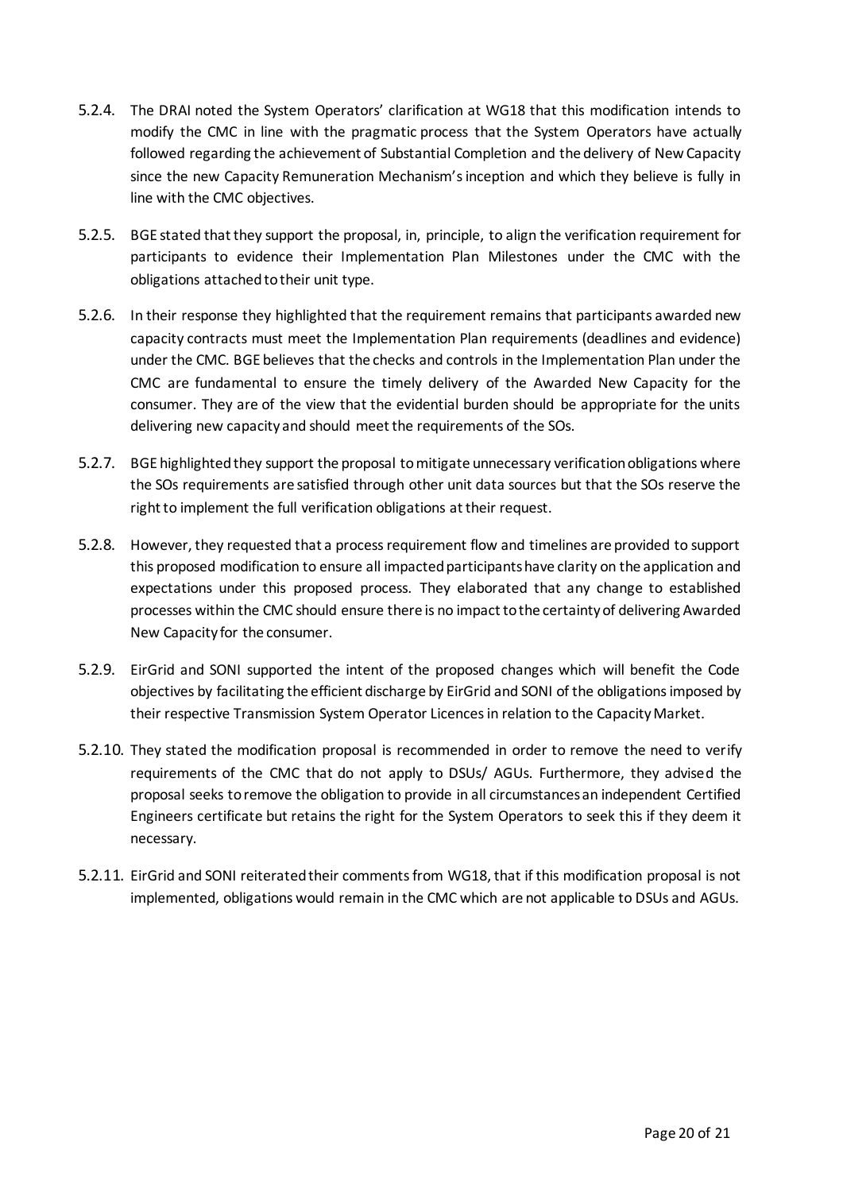5.2.4. The DRAI noted the System Operators' clarification at WG18 that this modification intends to modify the CMC in line with the pragmatic process that the System Operators have actually followed regarding the achievement of Substantial Completion and the delivery of New Capacity since the new Capacity Remuneration Mechanism's inception and which they believe is fully in line with the CMC objectives.

5.2.5. BGE stated that they support the proposal, in, principle, to align the verification requirement for participants to evidence their Implementation Plan Milestones under the CMC with the obligations attached to their unit type.

5.2.6. In their response they highlighted that the requirement remains that participants awarded new capacity contracts must meet the Implementation Plan requirements (deadlines and evidence) under the CMC. BGE believes that the checks and controls in the Implementation Plan under the CMC are fundamental to ensure the timely delivery of the Awarded New Capacity for the consumer. They are of the view that the evidential burden should be appropriate for the units delivering new capacity and should meet the requirements of the SOs.

5.2.7. BGE highlighted they support the proposal to mitigate unnecessary verification obligations where the SOs requirements are satisfied through other unit data sources but that the SOs reserve the right to implement the full verification obligations at their request.

5.2.8. However, they requested that a process requirement flow and timelines are provided to support this proposed modification to ensure all impacted participants have clarity on the application and expectations under this proposed process. They elaborated that any change to established processes within the CMC should ensure there is no impact to the certainty of delivering Awarded New Capacity for the consumer.

5.2.9. EirGrid and SONI supported the intent of the proposed changes which will benefit the Code objectives by facilitating the efficient discharge by EirGrid and SONI of the obligations imposed by their respective Transmission System Operator Licences in relation to the Capacity Market.

5.2.10. They stated the modification proposal is recommended in order to remove the need to verify requirements of the CMC that do not apply to DSUs/ AGUs. Furthermore, they advised the proposal seeks to remove the obligation to provide in all circumstances an independent Certified Engineers certificate but retains the right for the System Operators to seek this if they deem it necessary.

5.2.11. EirGrid and SONI reiterated their comments from WG18, that if this modification proposal is not implemented, obligations would remain in the CMC which are not applicable to DSUs and AGUs.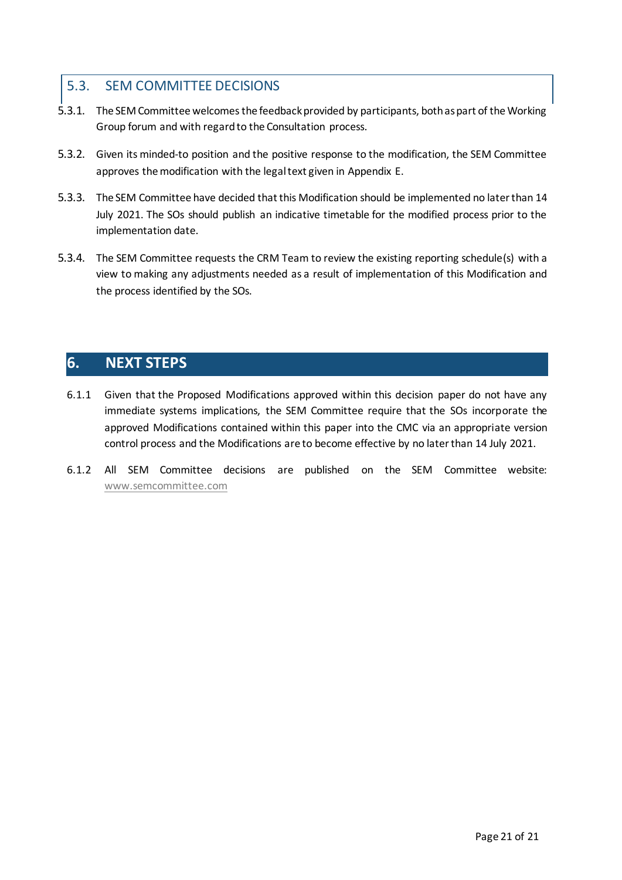### 5.3. SEM COMMITTEE DECISIONS

5.3.1. The SEM Committee welcomes the feedback provided by participants, both as part of the Working Group forum and with regard to the Consultation process.

5.3.2. Given its minded-to position and the positive response to the modification, the SEM Committee approves the modification with the legal text given in Appendix E.

5.3.3. The SEM Committee have decided that this Modification should be implemented no later than 14 July 2021. The SOs should publish an indicative timetable for the modified process prior to the implementation date.

5.3.4. The SEM Committee requests the CRM Team to review the existing reporting schedule(s) with a view to making any adjustments needed as a result of implementation of this Modification and the process identified by the SOs.

## 6. NEXT STEPS

6.1.1 Given that the Proposed Modifications approved within this decision paper do not have any immediate systems implications, the SEM Committee require that the SOs incorporate the approved Modifications contained within this paper into the CMC via an appropriate version control process and the Modifications are to become effective by no later than 14 July 2021.

6.1.2 All SEM Committee decisions are published on the SEM Committee website: www.semcommittee.com